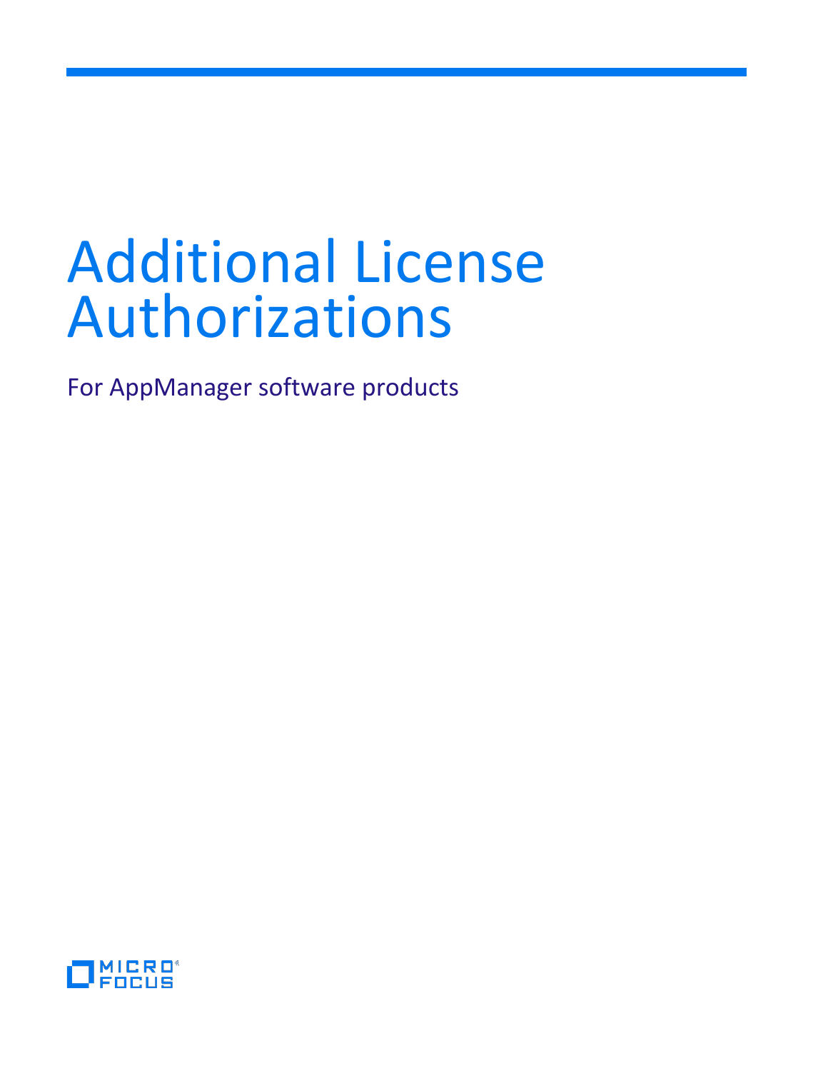# Additional License Authorizations

For AppManager software products

MICRO FOCUS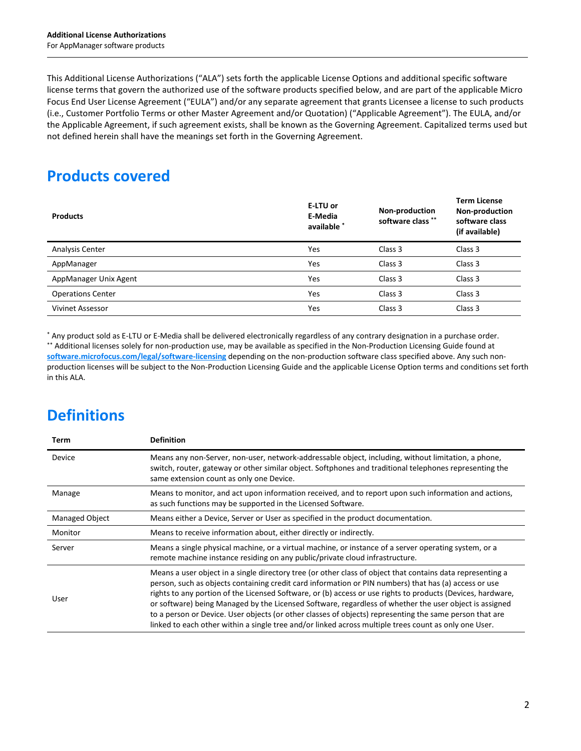This Additional License Authorizations ("ALA") sets forth the applicable License Options and additional specific software license terms that govern the authorized use of the software products specified below, and are part of the applicable Micro Focus End User License Agreement ("EULA") and/or any separate agreement that grants Licensee a license to such products (i.e., Customer Portfolio Terms or other Master Agreement and/or Quotation) ("Applicable Agreement"). The EULA, and/or the Applicable Agreement, if such agreement exists, shall be known as the Governing Agreement. Capitalized terms used but not defined herein shall have the meanings set forth in the Governing Agreement.

## Products covered

| Products | E-LTU or E-Media available * | Non-production software class ** | Term License Non-production software class (if available) |
|---|---|---|---|
| Analysis Center | Yes | Class 3 | Class 3 |
| AppManager | Yes | Class 3 | Class 3 |
| AppManager Unix Agent | Yes | Class 3 | Class 3 |
| Operations Center | Yes | Class 3 | Class 3 |
| Vivinet Assessor | Yes | Class 3 | Class 3 |

* Any product sold as E-LTU or E-Media shall be delivered electronically regardless of any contrary designation in a purchase order.
** Additional licenses solely for non-production use, may be available as specified in the Non-Production Licensing Guide found at **software.microfocus.com/legal/software-licensing** depending on the non-production software class specified above. Any such non-production licenses will be subject to the Non-Production Licensing Guide and the applicable License Option terms and conditions set forth in this ALA.

## Definitions

| Term | Definition |
|---|---|
| Device | Means any non-Server, non-user, network-addressable object, including, without limitation, a phone, switch, router, gateway or other similar object. Softphones and traditional telephones representing the same extension count as only one Device. |
| Manage | Means to monitor, and act upon information received, and to report upon such information and actions, as such functions may be supported in the Licensed Software. |
| Managed Object | Means either a Device, Server or User as specified in the product documentation. |
| Monitor | Means to receive information about, either directly or indirectly. |
| Server | Means a single physical machine, or a virtual machine, or instance of a server operating system, or a remote machine instance residing on any public/private cloud infrastructure. |
| User | Means a user object in a single directory tree (or other class of object that contains data representing a person, such as objects containing credit card information or PIN numbers) that has (a) access or use rights to any portion of the Licensed Software, or (b) access or use rights to products (Devices, hardware, or software) being Managed by the Licensed Software, regardless of whether the user object is assigned to a person or Device. User objects (or other classes of objects) representing the same person that are linked to each other within a single tree and/or linked across multiple trees count as only one User. |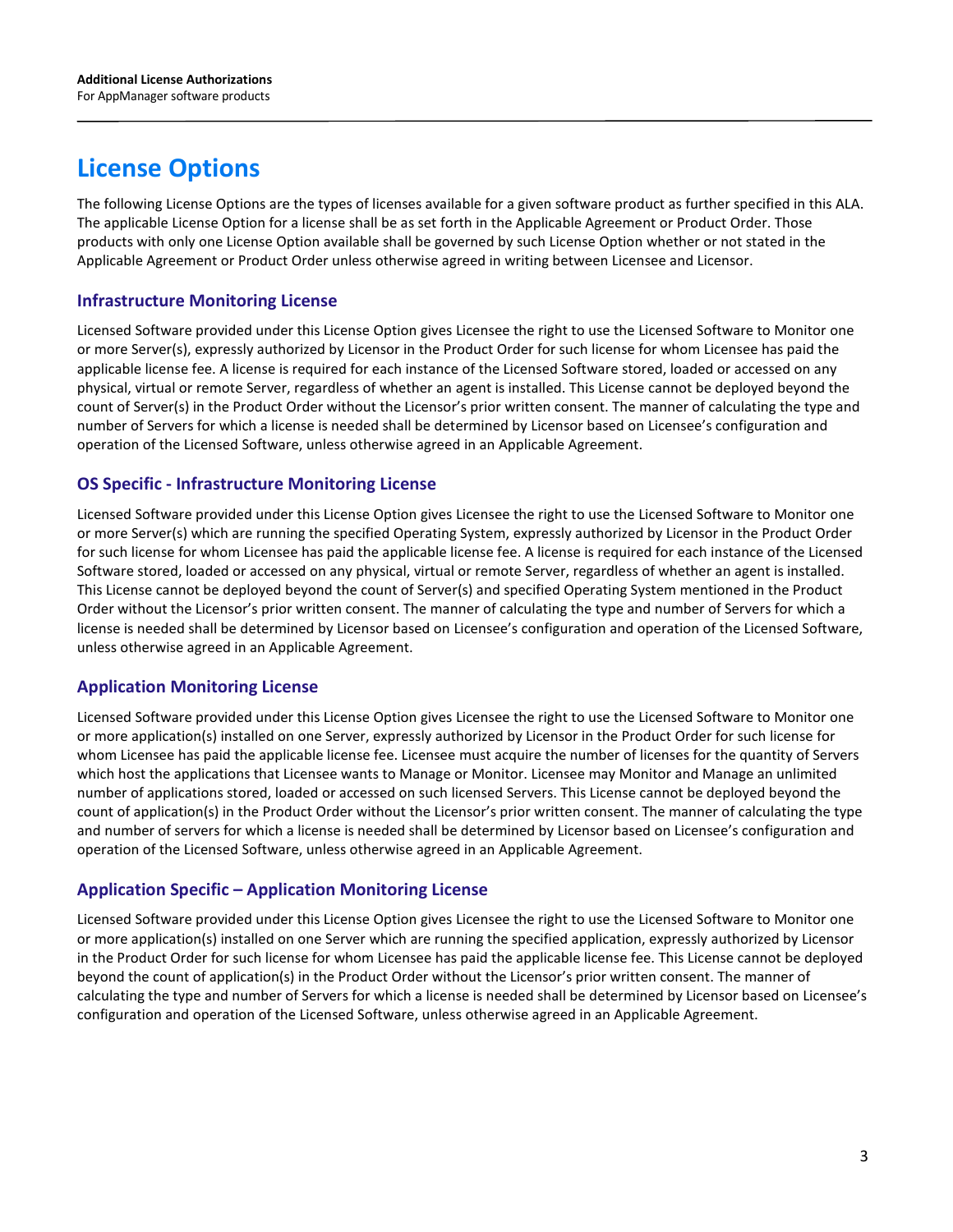# License Options

The following License Options are the types of licenses available for a given software product as further specified in this ALA. The applicable License Option for a license shall be as set forth in the Applicable Agreement or Product Order. Those products with only one License Option available shall be governed by such License Option whether or not stated in the Applicable Agreement or Product Order unless otherwise agreed in writing between Licensee and Licensor.

## Infrastructure Monitoring License

Licensed Software provided under this License Option gives Licensee the right to use the Licensed Software to Monitor one or more Server(s), expressly authorized by Licensor in the Product Order for such license for whom Licensee has paid the applicable license fee. A license is required for each instance of the Licensed Software stored, loaded or accessed on any physical, virtual or remote Server, regardless of whether an agent is installed. This License cannot be deployed beyond the count of Server(s) in the Product Order without the Licensor's prior written consent. The manner of calculating the type and number of Servers for which a license is needed shall be determined by Licensor based on Licensee's configuration and operation of the Licensed Software, unless otherwise agreed in an Applicable Agreement.

## OS Specific - Infrastructure Monitoring License

Licensed Software provided under this License Option gives Licensee the right to use the Licensed Software to Monitor one or more Server(s) which are running the specified Operating System, expressly authorized by Licensor in the Product Order for such license for whom Licensee has paid the applicable license fee. A license is required for each instance of the Licensed Software stored, loaded or accessed on any physical, virtual or remote Server, regardless of whether an agent is installed. This License cannot be deployed beyond the count of Server(s) and specified Operating System mentioned in the Product Order without the Licensor's prior written consent. The manner of calculating the type and number of Servers for which a license is needed shall be determined by Licensor based on Licensee's configuration and operation of the Licensed Software, unless otherwise agreed in an Applicable Agreement.

## Application Monitoring License

Licensed Software provided under this License Option gives Licensee the right to use the Licensed Software to Monitor one or more application(s) installed on one Server, expressly authorized by Licensor in the Product Order for such license for whom Licensee has paid the applicable license fee. Licensee must acquire the number of licenses for the quantity of Servers which host the applications that Licensee wants to Manage or Monitor. Licensee may Monitor and Manage an unlimited number of applications stored, loaded or accessed on such licensed Servers. This License cannot be deployed beyond the count of application(s) in the Product Order without the Licensor's prior written consent. The manner of calculating the type and number of servers for which a license is needed shall be determined by Licensor based on Licensee's configuration and operation of the Licensed Software, unless otherwise agreed in an Applicable Agreement.

## Application Specific – Application Monitoring License

Licensed Software provided under this License Option gives Licensee the right to use the Licensed Software to Monitor one or more application(s) installed on one Server which are running the specified application, expressly authorized by Licensor in the Product Order for such license for whom Licensee has paid the applicable license fee. This License cannot be deployed beyond the count of application(s) in the Product Order without the Licensor's prior written consent. The manner of calculating the type and number of Servers for which a license is needed shall be determined by Licensor based on Licensee's configuration and operation of the Licensed Software, unless otherwise agreed in an Applicable Agreement.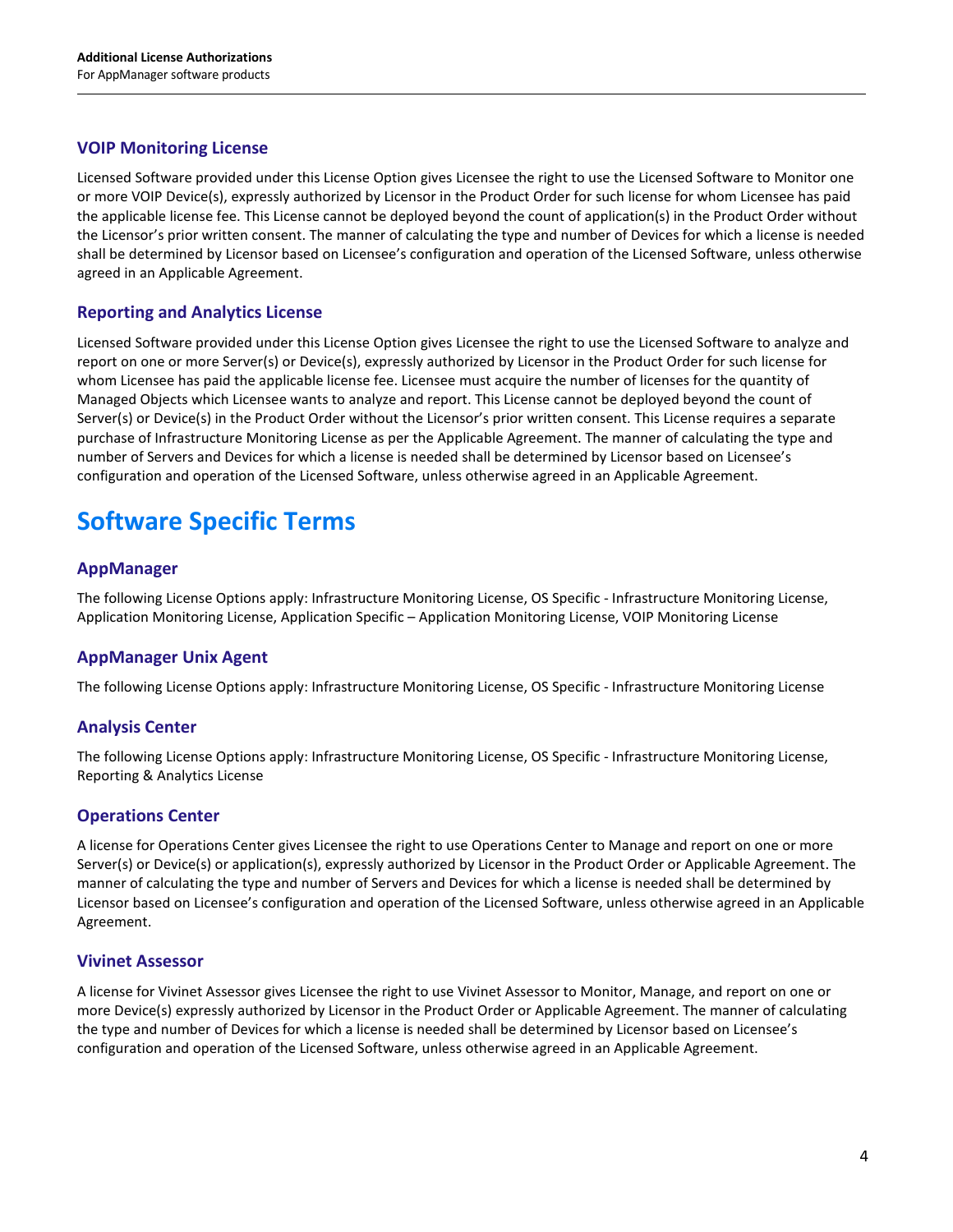### VOIP Monitoring License

Licensed Software provided under this License Option gives Licensee the right to use the Licensed Software to Monitor one or more VOIP Device(s), expressly authorized by Licensor in the Product Order for such license for whom Licensee has paid the applicable license fee. This License cannot be deployed beyond the count of application(s) in the Product Order without the Licensor's prior written consent. The manner of calculating the type and number of Devices for which a license is needed shall be determined by Licensor based on Licensee's configuration and operation of the Licensed Software, unless otherwise agreed in an Applicable Agreement.

### Reporting and Analytics License

Licensed Software provided under this License Option gives Licensee the right to use the Licensed Software to analyze and report on one or more Server(s) or Device(s), expressly authorized by Licensor in the Product Order for such license for whom Licensee has paid the applicable license fee. Licensee must acquire the number of licenses for the quantity of Managed Objects which Licensee wants to analyze and report. This License cannot be deployed beyond the count of Server(s) or Device(s) in the Product Order without the Licensor's prior written consent. This License requires a separate purchase of Infrastructure Monitoring License as per the Applicable Agreement. The manner of calculating the type and number of Servers and Devices for which a license is needed shall be determined by Licensor based on Licensee's configuration and operation of the Licensed Software, unless otherwise agreed in an Applicable Agreement.

## Software Specific Terms

### AppManager

The following License Options apply: Infrastructure Monitoring License, OS Specific - Infrastructure Monitoring License, Application Monitoring License, Application Specific – Application Monitoring License, VOIP Monitoring License

### AppManager Unix Agent

The following License Options apply: Infrastructure Monitoring License, OS Specific - Infrastructure Monitoring License

### Analysis Center

The following License Options apply: Infrastructure Monitoring License, OS Specific - Infrastructure Monitoring License, Reporting & Analytics License

### Operations Center

A license for Operations Center gives Licensee the right to use Operations Center to Manage and report on one or more Server(s) or Device(s) or application(s), expressly authorized by Licensor in the Product Order or Applicable Agreement. The manner of calculating the type and number of Servers and Devices for which a license is needed shall be determined by Licensor based on Licensee's configuration and operation of the Licensed Software, unless otherwise agreed in an Applicable Agreement.

### Vivinet Assessor

A license for Vivinet Assessor gives Licensee the right to use Vivinet Assessor to Monitor, Manage, and report on one or more Device(s) expressly authorized by Licensor in the Product Order or Applicable Agreement. The manner of calculating the type and number of Devices for which a license is needed shall be determined by Licensor based on Licensee's configuration and operation of the Licensed Software, unless otherwise agreed in an Applicable Agreement.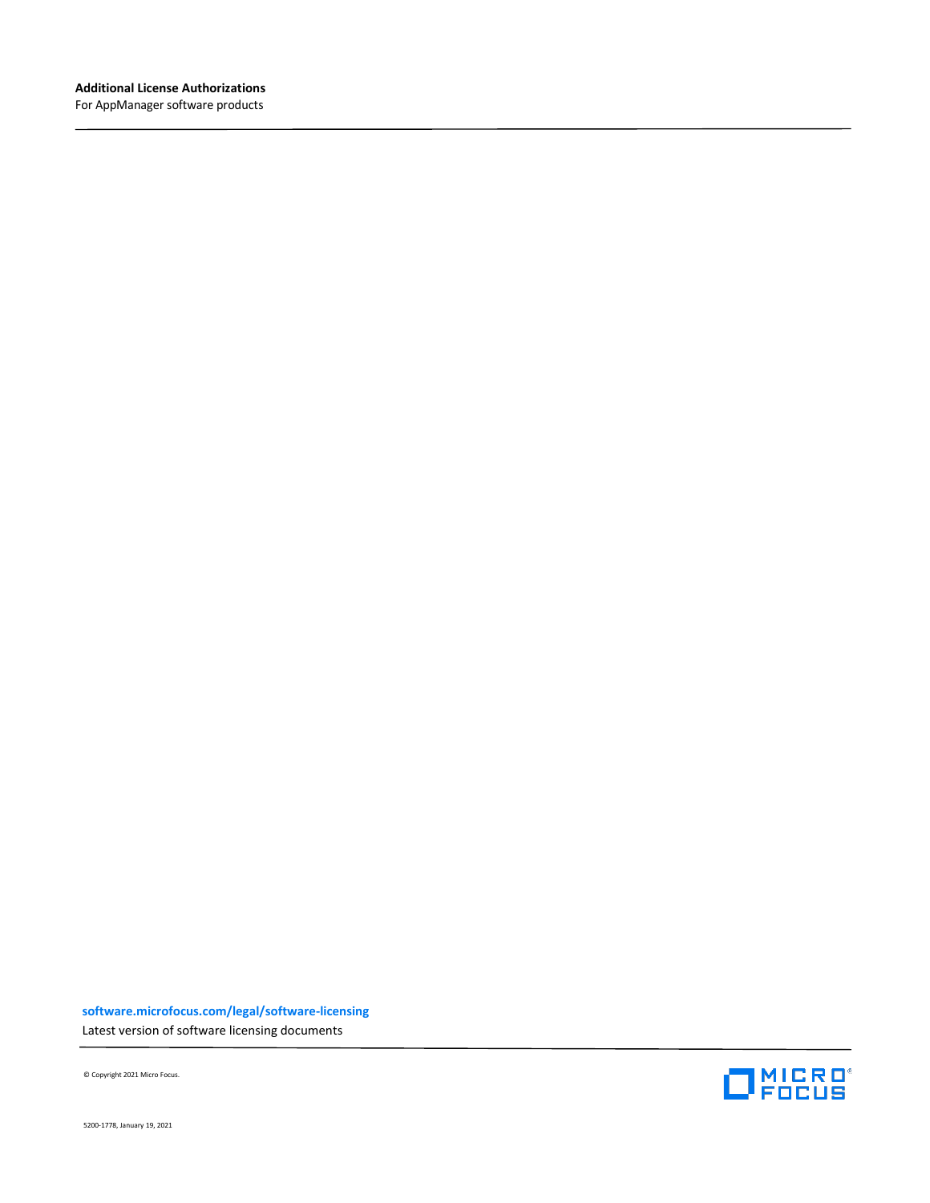**Additional License Authorizations**

For AppManager software products

**software.microfocus.com/legal/software-licensing**

Latest version of software licensing documents

© Copyright 2021 Micro Focus.

5200-1778, January 19, 2021